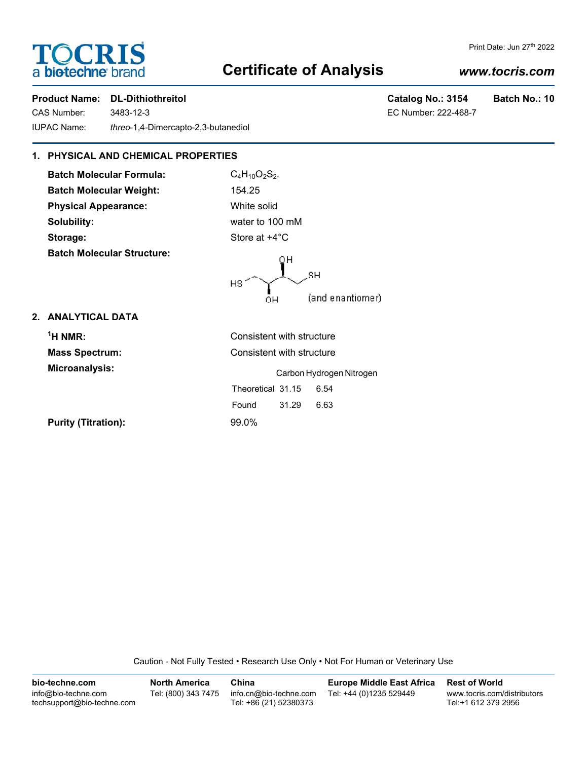# TOCRIS a biotechne brand

## Certificate of Analysis

Print Date: Jun 27th 2022

www.tocris.com

**Product Name:** **DL-Dithiothreitol** **Catalog No.: 3154** **Batch No.: 10**

CAS Number: 3483-12-3 EC Number: 222-468-7

IUPAC Name: *threo*-1,4-Dimercapto-2,3-butanediol

### 1. PHYSICAL AND CHEMICAL PROPERTIES

**Batch Molecular Formula:** $C_4H_{10}O_2S_2$.

**Batch Molecular Weight:** 154.25

**Physical Appearance:** White solid

**Solubility:** water to 100 mM

**Storage:** Store at +4°C

**Batch Molecular Structure:**

(and enantiomer)

### 2. ANALYTICAL DATA

**$^1$H NMR:** Consistent with structure

**Mass Spectrum:** Consistent with structure

**Microanalysis:**

| | Carbon | Hydrogen | Nitrogen |
|---|---|---|---|
| Theoretical | 31.15 | 6.54 | |
| Found | 31.29 | 6.63 | |

**Purity (Titration):** 99.0%

Caution - Not Fully Tested • Research Use Only • Not For Human or Veterinary Use

**bio-techne.com**
info@bio-techne.com
techsupport@bio-techne.com

**North America**
Tel: (800) 343 7475

**China**
info.cn@bio-techne.com
Tel: +86 (21) 52380373

**Europe Middle East Africa**
Tel: +44 (0)1235 529449

**Rest of World**
www.tocris.com/distributors
Tel:+1 612 379 2956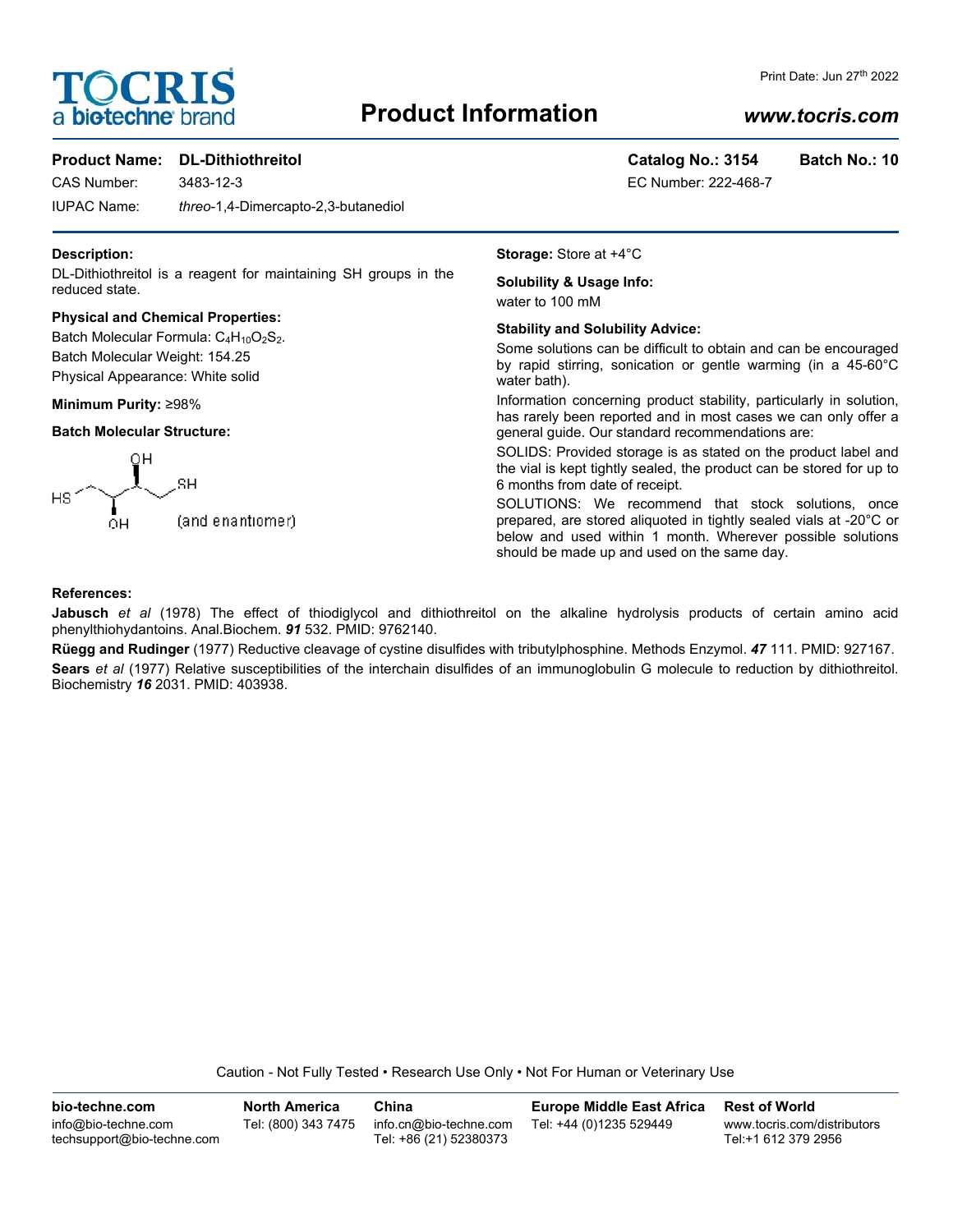# Product Information

**Product Name: DL-Dithiothreitol** **Catalog No.: 3154** **Batch No.: 10**

CAS Number: 3483-12-3

EC Number: 222-468-7

IUPAC Name: *threo*-1,4-Dimercapto-2,3-butanediol

**Description:**

DL-Dithiothreitol is a reagent for maintaining SH groups in the reduced state.

**Physical and Chemical Properties:**

Batch Molecular Formula: $C_4H_{10}O_2S_2$.

Batch Molecular Weight: 154.25

Physical Appearance: White solid

**Minimum Purity:** ≥98%

**Batch Molecular Structure:**

OH
HS SH
OH (and enantiomer)

**Storage:** Store at +4°C

**Solubility & Usage Info:**

water to 100 mM

**Stability and Solubility Advice:**

Some solutions can be difficult to obtain and can be encouraged by rapid stirring, sonication or gentle warming (in a 45-60°C water bath).

Information concerning product stability, particularly in solution, has rarely been reported and in most cases we can only offer a general guide. Our standard recommendations are:

SOLIDS: Provided storage is as stated on the product label and the vial is kept tightly sealed, the product can be stored for up to 6 months from date of receipt.

SOLUTIONS: We recommend that stock solutions, once prepared, are stored aliquoted in tightly sealed vials at -20°C or below and used within 1 month. Wherever possible solutions should be made up and used on the same day.

**References:**

**Jabusch** *et al* (1978) The effect of thiodiglycol and dithiothreitol on the alkaline hydrolysis products of certain amino acid phenylthiohydantoins. Anal.Biochem. ***91*** 532. PMID: 9762140.

**Rüegg and Rudinger** (1977) Reductive cleavage of cystine disulfides with tributylphosphine. Methods Enzymol. ***47*** 111. PMID: 927167.

**Sears** *et al* (1977) Relative susceptibilities of the interchain disulfides of an immunoglobulin G molecule to reduction by dithiothreitol. Biochemistry ***16*** 2031. PMID: 403938.

Caution - Not Fully Tested • Research Use Only • Not For Human or Veterinary Use